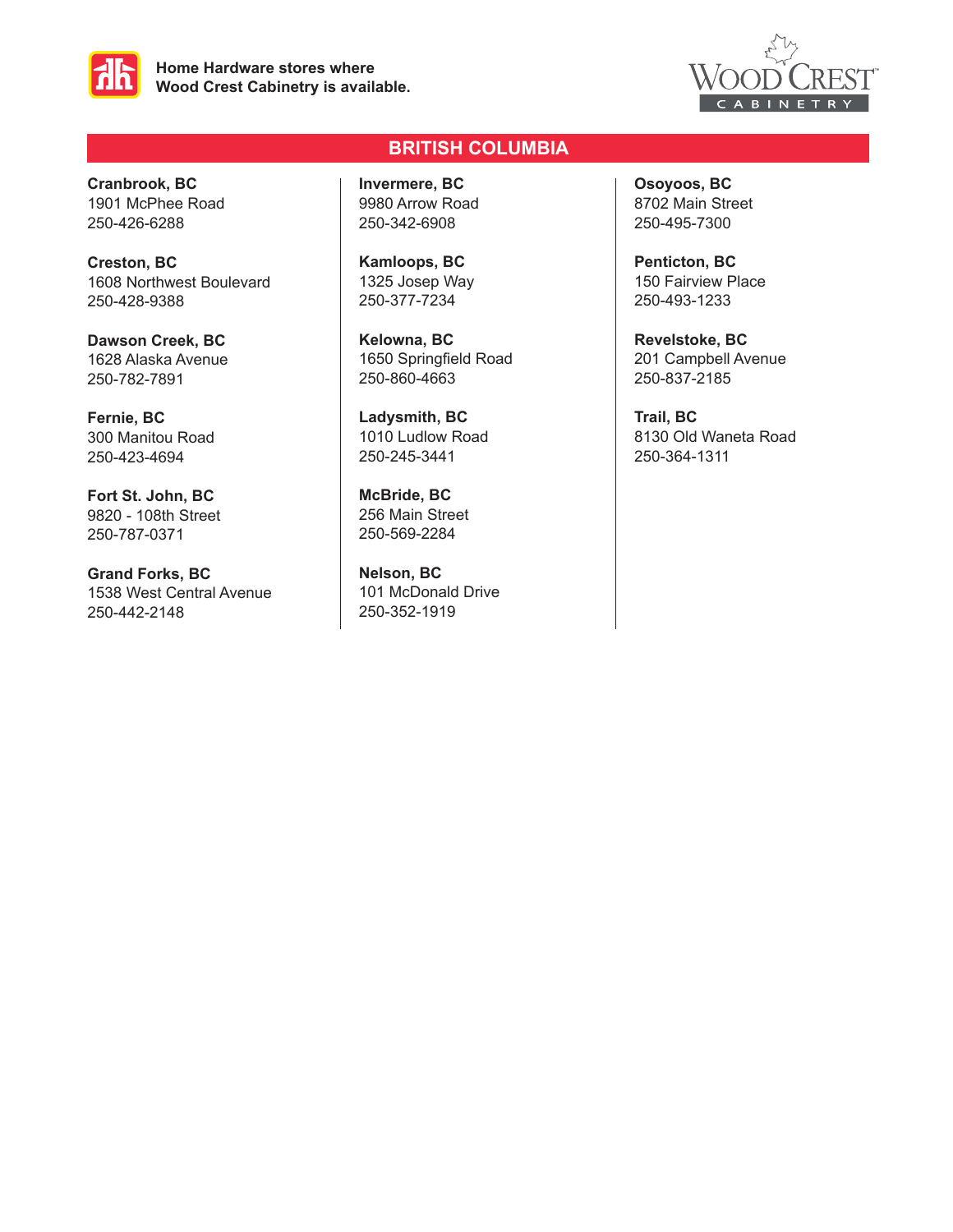**Home Hardware stores where Wood Crest Cabinetry is available.**

WOOD CREST CABINETRY

## BRITISH COLUMBIA

**Cranbrook, BC**
1901 McPhee Road
250-426-6288

**Creston, BC**
1608 Northwest Boulevard
250-428-9388

**Dawson Creek, BC**
1628 Alaska Avenue
250-782-7891

**Fernie, BC**
300 Manitou Road
250-423-4694

**Fort St. John, BC**
9820 - 108th Street
250-787-0371

**Grand Forks, BC**
1538 West Central Avenue
250-442-2148

**Invermere, BC**
9980 Arrow Road
250-342-6908

**Kamloops, BC**
1325 Josep Way
250-377-7234

**Kelowna, BC**
1650 Springfield Road
250-860-4663

**Ladysmith, BC**
1010 Ludlow Road
250-245-3441

**McBride, BC**
256 Main Street
250-569-2284

**Nelson, BC**
101 McDonald Drive
250-352-1919

**Osoyoos, BC**
8702 Main Street
250-495-7300

**Penticton, BC**
150 Fairview Place
250-493-1233

**Revelstoke, BC**
201 Campbell Avenue
250-837-2185

**Trail, BC**
8130 Old Waneta Road
250-364-1311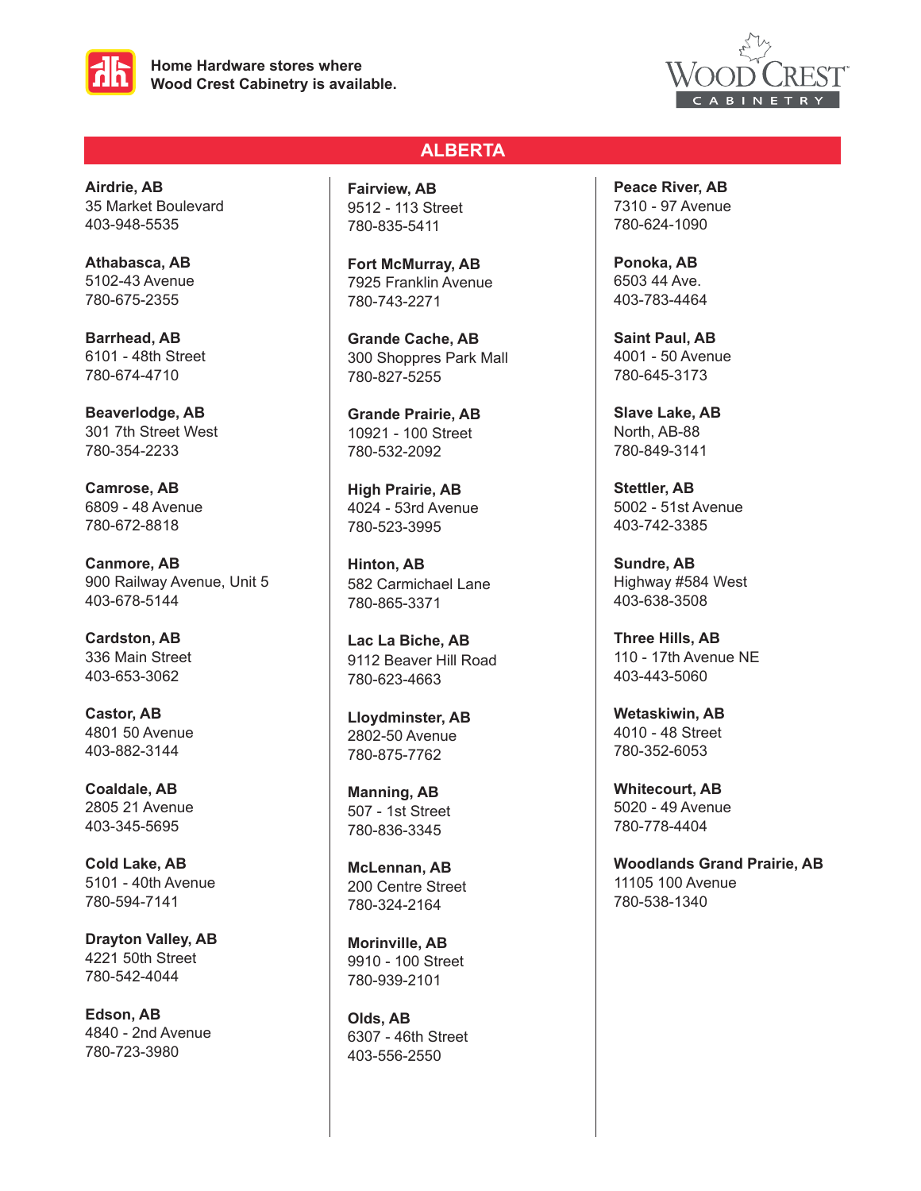Home Hardware stores where Wood Crest Cabinetry is available.

WOOD CREST CABINETRY

## ALBERTA

**Airdrie, AB**
35 Market Boulevard
403-948-5535

**Athabasca, AB**
5102-43 Avenue
780-675-2355

**Barrhead, AB**
6101 - 48th Street
780-674-4710

**Beaverlodge, AB**
301 7th Street West
780-354-2233

**Camrose, AB**
6809 - 48 Avenue
780-672-8818

**Canmore, AB**
900 Railway Avenue, Unit 5
403-678-5144

**Cardston, AB**
336 Main Street
403-653-3062

**Castor, AB**
4801 50 Avenue
403-882-3144

**Coaldale, AB**
2805 21 Avenue
403-345-5695

**Cold Lake, AB**
5101 - 40th Avenue
780-594-7141

**Drayton Valley, AB**
4221 50th Street
780-542-4044

**Edson, AB**
4840 - 2nd Avenue
780-723-3980

**Fairview, AB**
9512 - 113 Street
780-835-5411

**Fort McMurray, AB**
7925 Franklin Avenue
780-743-2271

**Grande Cache, AB**
300 Shoppres Park Mall
780-827-5255

**Grande Prairie, AB**
10921 - 100 Street
780-532-2092

**High Prairie, AB**
4024 - 53rd Avenue
780-523-3995

**Hinton, AB**
582 Carmichael Lane
780-865-3371

**Lac La Biche, AB**
9112 Beaver Hill Road
780-623-4663

**Lloydminster, AB**
2802-50 Avenue
780-875-7762

**Manning, AB**
507 - 1st Street
780-836-3345

**McLennan, AB**
200 Centre Street
780-324-2164

**Morinville, AB**
9910 - 100 Street
780-939-2101

**Olds, AB**
6307 - 46th Street
403-556-2550

**Peace River, AB**
7310 - 97 Avenue
780-624-1090

**Ponoka, AB**
6503 44 Ave.
403-783-4464

**Saint Paul, AB**
4001 - 50 Avenue
780-645-3173

**Slave Lake, AB**
North, AB-88
780-849-3141

**Stettler, AB**
5002 - 51st Avenue
403-742-3385

**Sundre, AB**
Highway #584 West
403-638-3508

**Three Hills, AB**
110 - 17th Avenue NE
403-443-5060

**Wetaskiwin, AB**
4010 - 48 Street
780-352-6053

**Whitecourt, AB**
5020 - 49 Avenue
780-778-4404

**Woodlands Grand Prairie, AB**
11105 100 Avenue
780-538-1340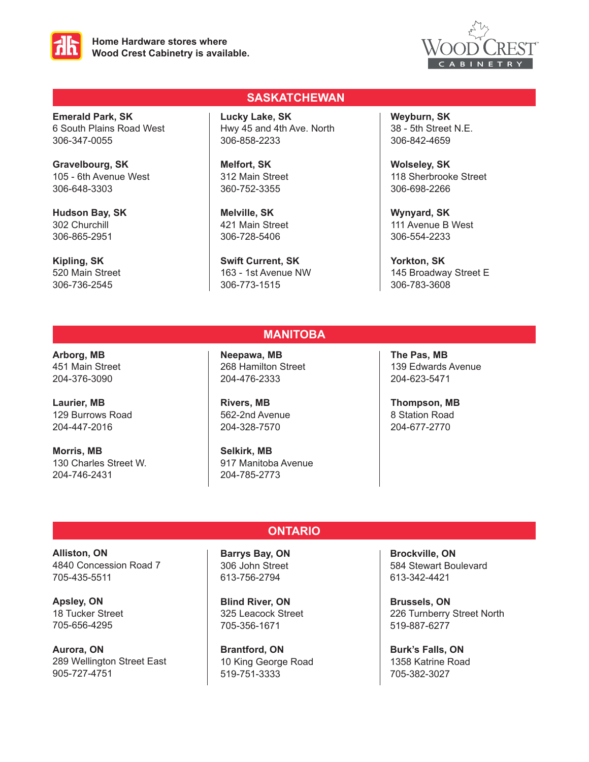Home Hardware stores where Wood Crest Cabinetry is available.

WOOD CREST CABINETRY

## SASKATCHEWAN

**Emerald Park, SK**
6 South Plains Road West
306-347-0055

**Gravelbourg, SK**
105 - 6th Avenue West
306-648-3303

**Hudson Bay, SK**
302 Churchill
306-865-2951

**Kipling, SK**
520 Main Street
306-736-2545

**Lucky Lake, SK**
Hwy 45 and 4th Ave. North
306-858-2233

**Melfort, SK**
312 Main Street
360-752-3355

**Melville, SK**
421 Main Street
306-728-5406

**Swift Current, SK**
163 - 1st Avenue NW
306-773-1515

**Weyburn, SK**
38 - 5th Street N.E.
306-842-4659

**Wolseley, SK**
118 Sherbrooke Street
306-698-2266

**Wynyard, SK**
111 Avenue B West
306-554-2233

**Yorkton, SK**
145 Broadway Street E
306-783-3608

## MANITOBA

**Arborg, MB**
451 Main Street
204-376-3090

**Laurier, MB**
129 Burrows Road
204-447-2016

**Morris, MB**
130 Charles Street W.
204-746-2431

**Neepawa, MB**
268 Hamilton Street
204-476-2333

**Rivers, MB**
562-2nd Avenue
204-328-7570

**Selkirk, MB**
917 Manitoba Avenue
204-785-2773

**The Pas, MB**
139 Edwards Avenue
204-623-5471

**Thompson, MB**
8 Station Road
204-677-2770

## ONTARIO

**Alliston, ON**
4840 Concession Road 7
705-435-5511

**Apsley, ON**
18 Tucker Street
705-656-4295

**Aurora, ON**
289 Wellington Street East
905-727-4751

**Barrys Bay, ON**
306 John Street
613-756-2794

**Blind River, ON**
325 Leacock Street
705-356-1671

**Brantford, ON**
10 King George Road
519-751-3333

**Brockville, ON**
584 Stewart Boulevard
613-342-4421

**Brussels, ON**
226 Turnberry Street North
519-887-6277

**Burk's Falls, ON**
1358 Katrine Road
705-382-3027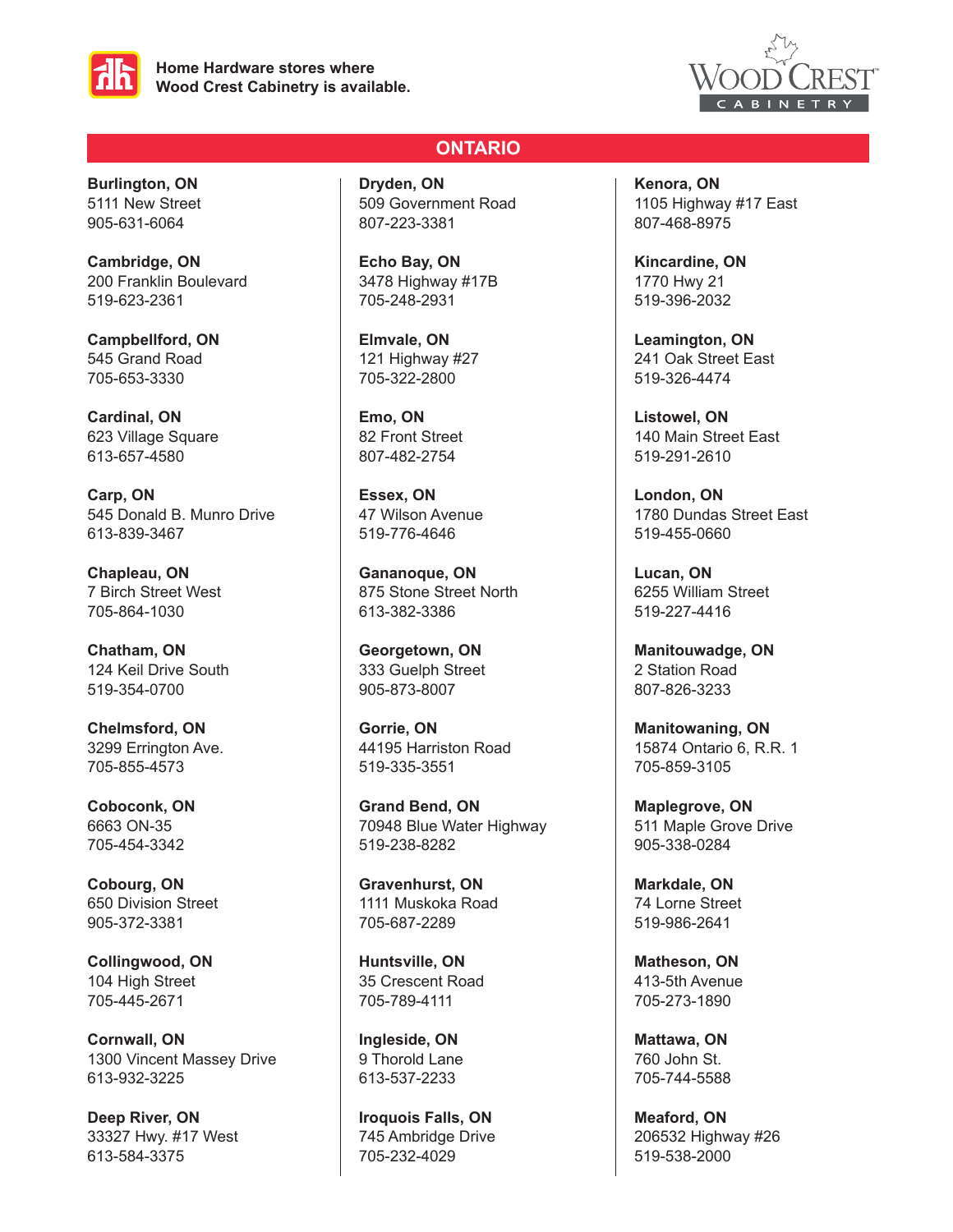Home Hardware stores where Wood Crest Cabinetry is available.

## ONTARIO

**Burlington, ON**
5111 New Street
905-631-6064

**Cambridge, ON**
200 Franklin Boulevard
519-623-2361

**Campbellford, ON**
545 Grand Road
705-653-3330

**Cardinal, ON**
623 Village Square
613-657-4580

**Carp, ON**
545 Donald B. Munro Drive
613-839-3467

**Chapleau, ON**
7 Birch Street West
705-864-1030

**Chatham, ON**
124 Keil Drive South
519-354-0700

**Chelmsford, ON**
3299 Errington Ave.
705-855-4573

**Coboconk, ON**
6663 ON-35
705-454-3342

**Cobourg, ON**
650 Division Street
905-372-3381

**Collingwood, ON**
104 High Street
705-445-2671

**Cornwall, ON**
1300 Vincent Massey Drive
613-932-3225

**Deep River, ON**
33327 Hwy. #17 West
613-584-3375

**Dryden, ON**
509 Government Road
807-223-3381

**Echo Bay, ON**
3478 Highway #17B
705-248-2931

**Elmvale, ON**
121 Highway #27
705-322-2800

**Emo, ON**
82 Front Street
807-482-2754

**Essex, ON**
47 Wilson Avenue
519-776-4646

**Gananoque, ON**
875 Stone Street North
613-382-3386

**Georgetown, ON**
333 Guelph Street
905-873-8007

**Gorrie, ON**
44195 Harriston Road
519-335-3551

**Grand Bend, ON**
70948 Blue Water Highway
519-238-8282

**Gravenhurst, ON**
1111 Muskoka Road
705-687-2289

**Huntsville, ON**
35 Crescent Road
705-789-4111

**Ingleside, ON**
9 Thorold Lane
613-537-2233

**Iroquois Falls, ON**
745 Ambridge Drive
705-232-4029

**Kenora, ON**
1105 Highway #17 East
807-468-8975

**Kincardine, ON**
1770 Hwy 21
519-396-2032

**Leamington, ON**
241 Oak Street East
519-326-4474

**Listowel, ON**
140 Main Street East
519-291-2610

**London, ON**
1780 Dundas Street East
519-455-0660

**Lucan, ON**
6255 William Street
519-227-4416

**Manitouwadge, ON**
2 Station Road
807-826-3233

**Manitowaning, ON**
15874 Ontario 6, R.R. 1
705-859-3105

**Maplegrove, ON**
511 Maple Grove Drive
905-338-0284

**Markdale, ON**
74 Lorne Street
519-986-2641

**Matheson, ON**
413-5th Avenue
705-273-1890

**Mattawa, ON**
760 John St.
705-744-5588

**Meaford, ON**
206532 Highway #26
519-538-2000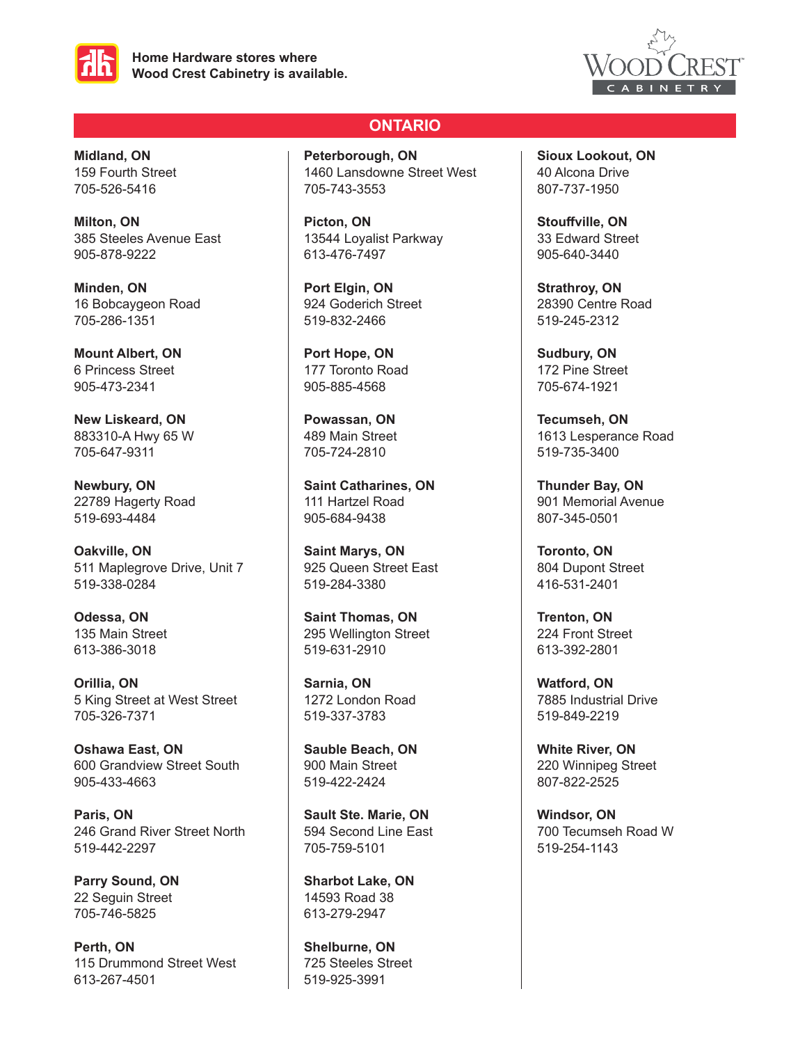Home Hardware stores where Wood Crest Cabinetry is available.

## ONTARIO

**Midland, ON**
159 Fourth Street
705-526-5416

**Milton, ON**
385 Steeles Avenue East
905-878-9222

**Minden, ON**
16 Bobcaygeon Road
705-286-1351

**Mount Albert, ON**
6 Princess Street
905-473-2341

**New Liskeard, ON**
883310-A Hwy 65 W
705-647-9311

**Newbury, ON**
22789 Hagerty Road
519-693-4484

**Oakville, ON**
511 Maplegrove Drive, Unit 7
519-338-0284

**Odessa, ON**
135 Main Street
613-386-3018

**Orillia, ON**
5 King Street at West Street
705-326-7371

**Oshawa East, ON**
600 Grandview Street South
905-433-4663

**Paris, ON**
246 Grand River Street North
519-442-2297

**Parry Sound, ON**
22 Seguin Street
705-746-5825

**Perth, ON**
115 Drummond Street West
613-267-4501

**Peterborough, ON**
1460 Lansdowne Street West
705-743-3553

**Picton, ON**
13544 Loyalist Parkway
613-476-7497

**Port Elgin, ON**
924 Goderich Street
519-832-2466

**Port Hope, ON**
177 Toronto Road
905-885-4568

**Powassan, ON**
489 Main Street
705-724-2810

**Saint Catharines, ON**
111 Hartzel Road
905-684-9438

**Saint Marys, ON**
925 Queen Street East
519-284-3380

**Saint Thomas, ON**
295 Wellington Street
519-631-2910

**Sarnia, ON**
1272 London Road
519-337-3783

**Sauble Beach, ON**
900 Main Street
519-422-2424

**Sault Ste. Marie, ON**
594 Second Line East
705-759-5101

**Sharbot Lake, ON**
14593 Road 38
613-279-2947

**Shelburne, ON**
725 Steeles Street
519-925-3991

**Sioux Lookout, ON**
40 Alcona Drive
807-737-1950

**Stouffville, ON**
33 Edward Street
905-640-3440

**Strathroy, ON**
28390 Centre Road
519-245-2312

**Sudbury, ON**
172 Pine Street
705-674-1921

**Tecumseh, ON**
1613 Lesperance Road
519-735-3400

**Thunder Bay, ON**
901 Memorial Avenue
807-345-0501

**Toronto, ON**
804 Dupont Street
416-531-2401

**Trenton, ON**
224 Front Street
613-392-2801

**Watford, ON**
7885 Industrial Drive
519-849-2219

**White River, ON**
220 Winnipeg Street
807-822-2525

**Windsor, ON**
700 Tecumseh Road W
519-254-1143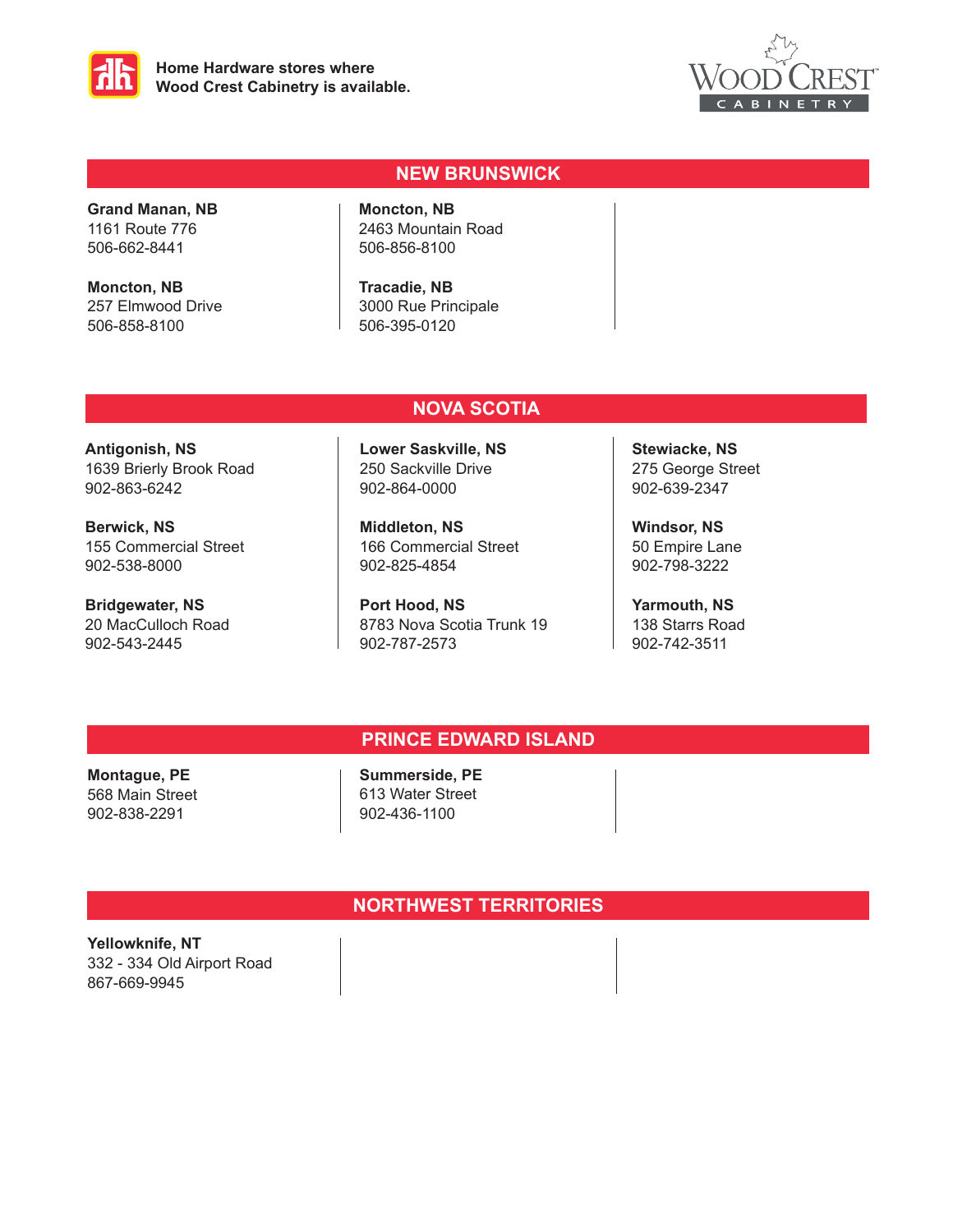**Home Hardware stores where Wood Crest Cabinetry is available.**

## NEW BRUNSWICK

**Grand Manan, NB**
1161 Route 776
506-662-8441

**Moncton, NB**
257 Elmwood Drive
506-858-8100

**Moncton, NB**
2463 Mountain Road
506-856-8100

**Tracadie, NB**
3000 Rue Principale
506-395-0120

## NOVA SCOTIA

**Antigonish, NS**
1639 Brierly Brook Road
902-863-6242

**Berwick, NS**
155 Commercial Street
902-538-8000

**Bridgewater, NS**
20 MacCulloch Road
902-543-2445

**Lower Saskville, NS**
250 Sackville Drive
902-864-0000

**Middleton, NS**
166 Commercial Street
902-825-4854

**Port Hood, NS**
8783 Nova Scotia Trunk 19
902-787-2573

**Stewiacke, NS**
275 George Street
902-639-2347

**Windsor, NS**
50 Empire Lane
902-798-3222

**Yarmouth, NS**
138 Starrs Road
902-742-3511

## PRINCE EDWARD ISLAND

**Montague, PE**
568 Main Street
902-838-2291

**Summerside, PE**
613 Water Street
902-436-1100

## NORTHWEST TERRITORIES

**Yellowknife, NT**
332 - 334 Old Airport Road
867-669-9945